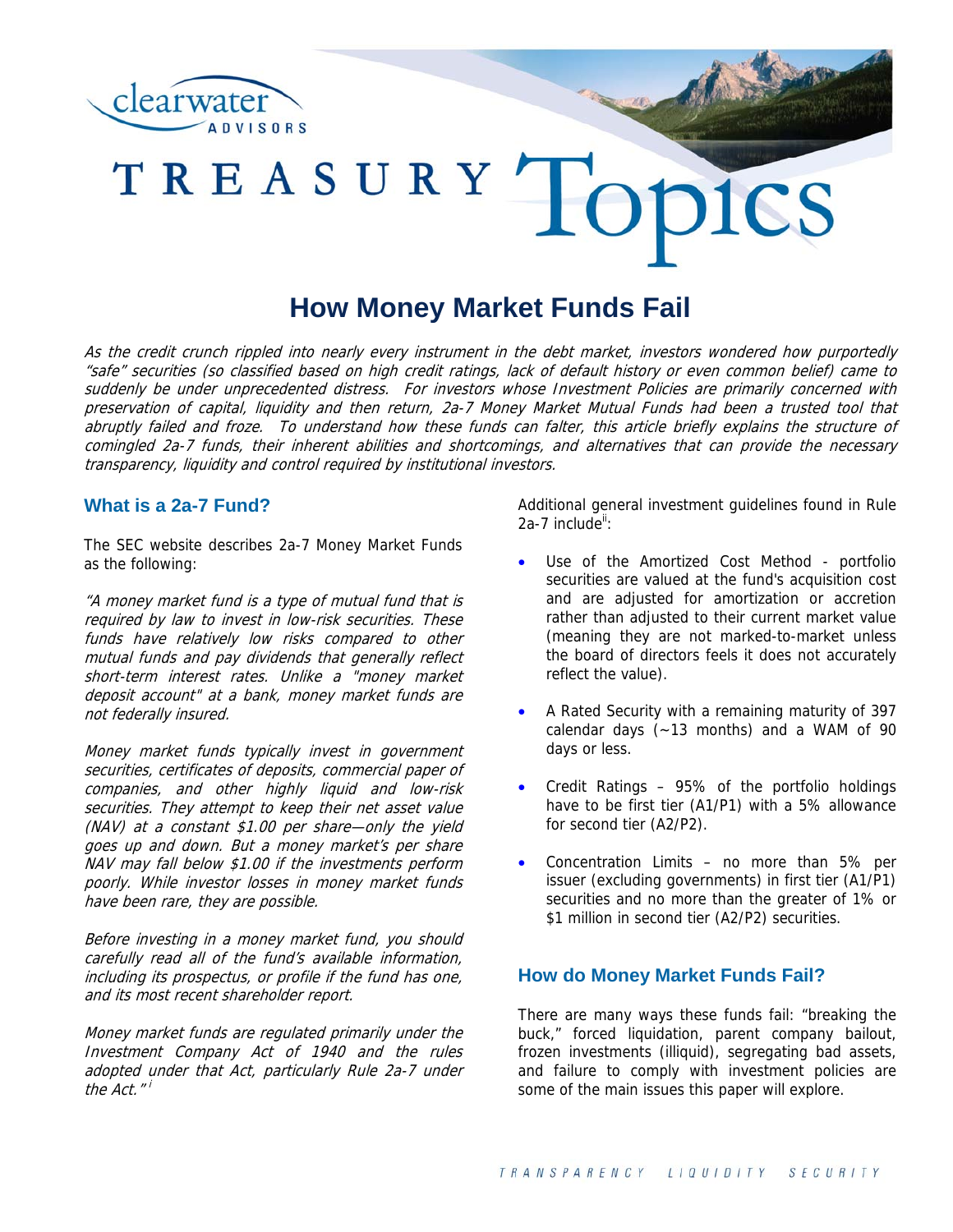clearwater ADVISORS

# TREASURY Topics

## How Money Market Funds Fail

*As the credit crunch rippled into nearly every instrument in the debt market, investors wondered how purportedly "safe" securities (so classified based on high credit ratings, lack of default history or even common belief) came to suddenly be under unprecedented distress. For investors whose Investment Policies are primarily concerned with preservation of capital, liquidity and then return, 2a-7 Money Market Mutual Funds had been a trusted tool that abruptly failed and froze. To understand how these funds can falter, this article briefly explains the structure of comingled 2a-7 funds, their inherent abilities and shortcomings, and alternatives that can provide the necessary transparency, liquidity and control required by institutional investors.*

### What is a 2a-7 Fund?

The SEC website describes 2a-7 Money Market Funds as the following:

*"A money market fund is a type of mutual fund that is required by law to invest in low-risk securities. These funds have relatively low risks compared to other mutual funds and pay dividends that generally reflect short-term interest rates. Unlike a "money market deposit account" at a bank, money market funds are not federally insured.*

*Money market funds typically invest in government securities, certificates of deposits, commercial paper of companies, and other highly liquid and low-risk securities. They attempt to keep their net asset value (NAV) at a constant $1.00 per share—only the yield goes up and down. But a money market's per share NAV may fall below $1.00 if the investments perform poorly. While investor losses in money market funds have been rare, they are possible.*

*Before investing in a money market fund, you should carefully read all of the fund's available information, including its prospectus, or profile if the fund has one, and its most recent shareholder report.*

*Money market funds are regulated primarily under the Investment Company Act of 1940 and the rules adopted under that Act, particularly Rule 2a-7 under the Act."*[i]

Additional general investment guidelines found in Rule 2a-7 include[ii]:

- Use of the Amortized Cost Method - portfolio securities are valued at the fund's acquisition cost and are adjusted for amortization or accretion rather than adjusted to their current market value (meaning they are not marked-to-market unless the board of directors feels it does not accurately reflect the value).
- A Rated Security with a remaining maturity of 397 calendar days (~13 months) and a WAM of 90 days or less.
- Credit Ratings – 95% of the portfolio holdings have to be first tier (A1/P1) with a 5% allowance for second tier (A2/P2).
- Concentration Limits – no more than 5% per issuer (excluding governments) in first tier (A1/P1) securities and no more than the greater of 1% or $1 million in second tier (A2/P2) securities.

### How do Money Market Funds Fail?

There are many ways these funds fail: "breaking the buck," forced liquidation, parent company bailout, frozen investments (illiquid), segregating bad assets, and failure to comply with investment policies are some of the main issues this paper will explore.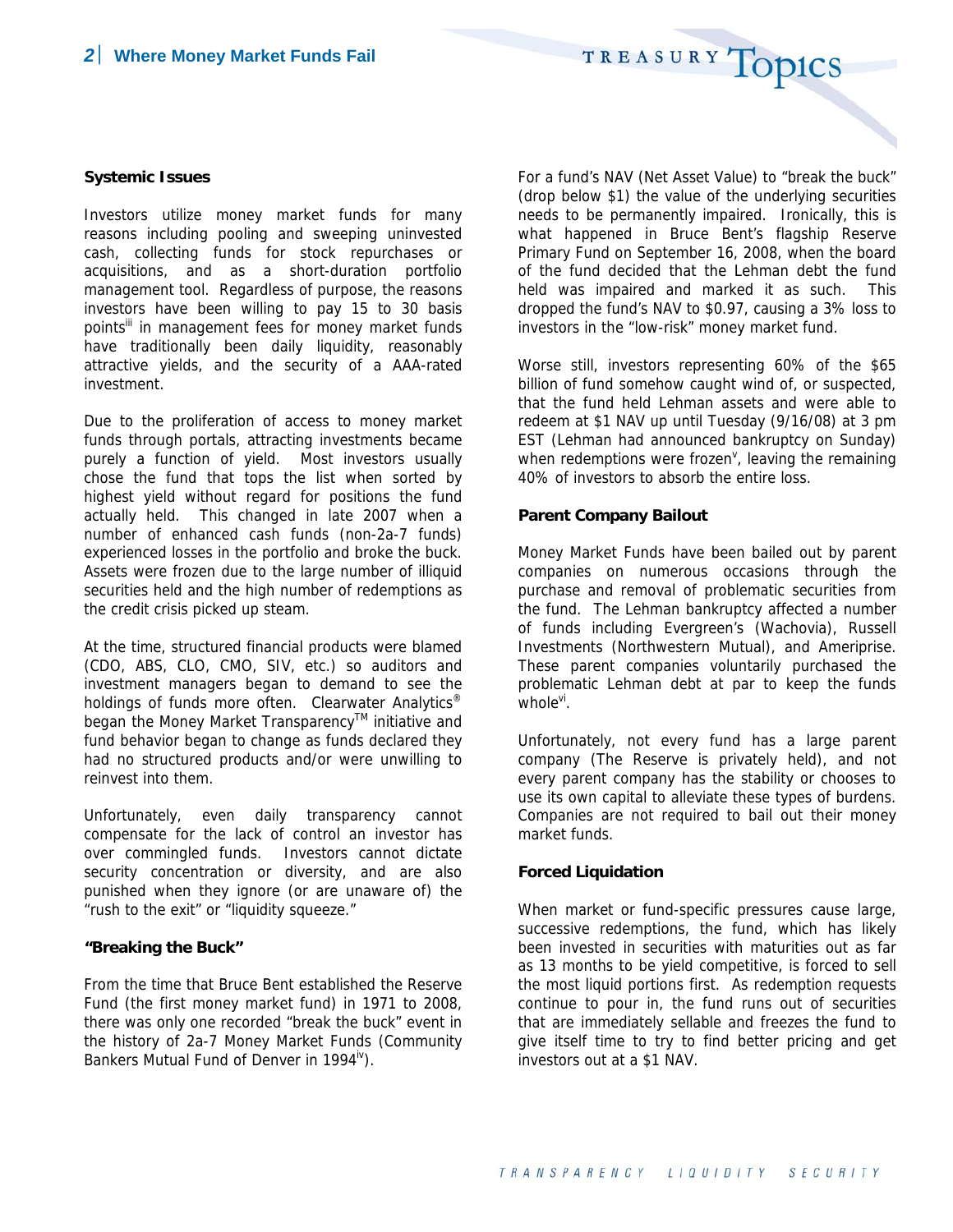### Systemic Issues

Investors utilize money market funds for many reasons including pooling and sweeping uninvested cash, collecting funds for stock repurchases or acquisitions, and as a short-duration portfolio management tool. Regardless of purpose, the reasons investors have been willing to pay 15 to 30 basis points[iii] in management fees for money market funds have traditionally been daily liquidity, reasonably attractive yields, and the security of a AAA-rated investment.

Due to the proliferation of access to money market funds through portals, attracting investments became purely a function of yield. Most investors usually chose the fund that tops the list when sorted by highest yield without regard for positions the fund actually held. This changed in late 2007 when a number of enhanced cash funds (non-2a-7 funds) experienced losses in the portfolio and broke the buck. Assets were frozen due to the large number of illiquid securities held and the high number of redemptions as the credit crisis picked up steam.

At the time, structured financial products were blamed (CDO, ABS, CLO, CMO, SIV, etc.) so auditors and investment managers began to demand to see the holdings of funds more often. Clearwater Analytics® began the Money Market Transparency™ initiative and fund behavior began to change as funds declared they had no structured products and/or were unwilling to reinvest into them.

Unfortunately, even daily transparency cannot compensate for the lack of control an investor has over commingled funds. Investors cannot dictate security concentration or diversity, and are also punished when they ignore (or are unaware of) the "rush to the exit" or "liquidity squeeze."

### "Breaking the Buck"

From the time that Bruce Bent established the Reserve Fund (the first money market fund) in 1971 to 2008, there was only one recorded "break the buck" event in the history of 2a-7 Money Market Funds (Community Bankers Mutual Fund of Denver in 1994[iv]).

For a fund's NAV (Net Asset Value) to "break the buck" (drop below $1) the value of the underlying securities needs to be permanently impaired. Ironically, this is what happened in Bruce Bent's flagship Reserve Primary Fund on September 16, 2008, when the board of the fund decided that the Lehman debt the fund held was impaired and marked it as such. This dropped the fund's NAV to $0.97, causing a 3% loss to investors in the "low-risk" money market fund.

Worse still, investors representing 60% of the $65 billion of fund somehow caught wind of, or suspected, that the fund held Lehman assets and were able to redeem at $1 NAV up until Tuesday (9/16/08) at 3 pm EST (Lehman had announced bankruptcy on Sunday) when redemptions were frozen[v], leaving the remaining 40% of investors to absorb the entire loss.

### Parent Company Bailout

Money Market Funds have been bailed out by parent companies on numerous occasions through the purchase and removal of problematic securities from the fund. The Lehman bankruptcy affected a number of funds including Evergreen's (Wachovia), Russell Investments (Northwestern Mutual), and Ameriprise. These parent companies voluntarily purchased the problematic Lehman debt at par to keep the funds whole[vi].

Unfortunately, not every fund has a large parent company (The Reserve is privately held), and not every parent company has the stability or chooses to use its own capital to alleviate these types of burdens. Companies are not required to bail out their money market funds.

### Forced Liquidation

When market or fund-specific pressures cause large, successive redemptions, the fund, which has likely been invested in securities with maturities out as far as 13 months to be yield competitive, is forced to sell the most liquid portions first. As redemption requests continue to pour in, the fund runs out of securities that are immediately sellable and freezes the fund to give itself time to try to find better pricing and get investors out at a $1 NAV.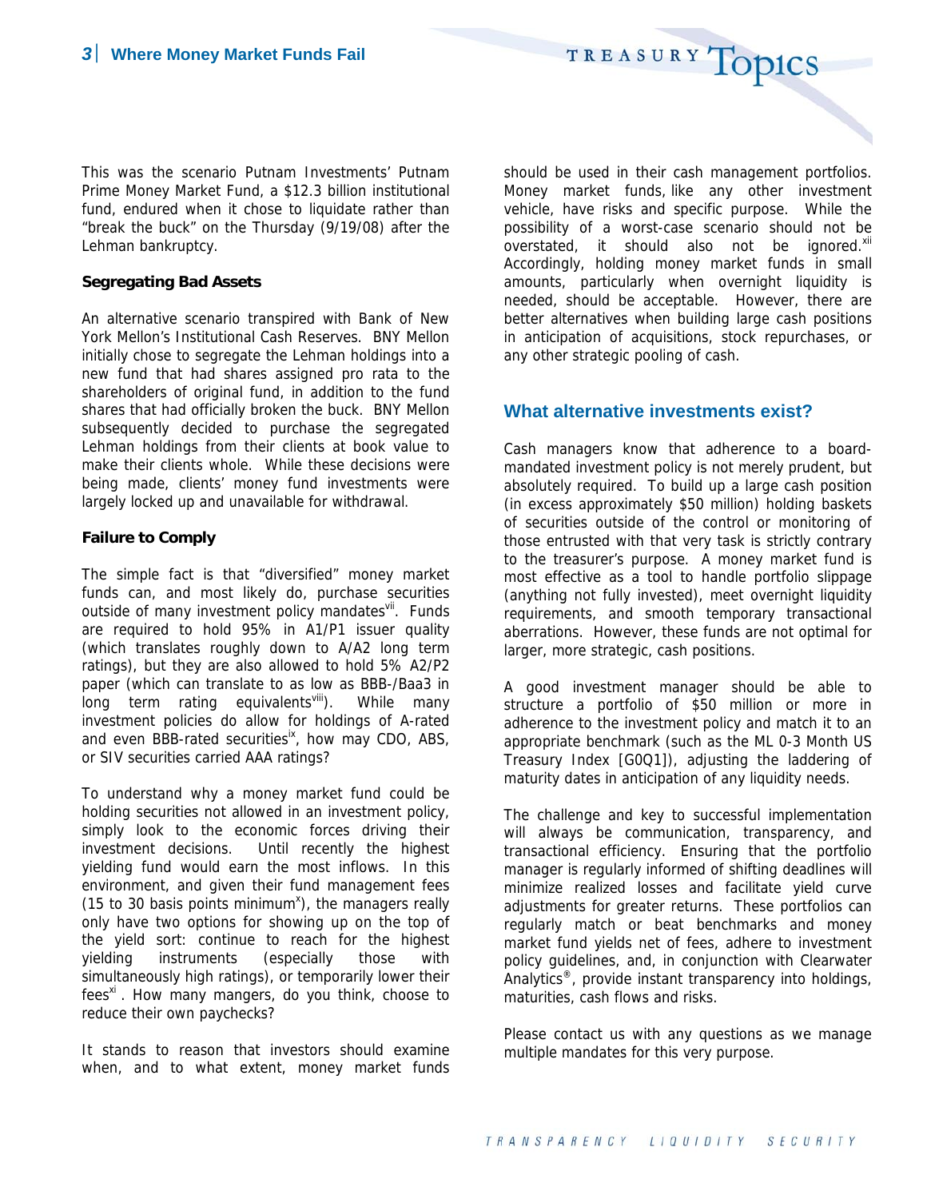This was the scenario Putnam Investments' Putnam Prime Money Market Fund, a $12.3 billion institutional fund, endured when it chose to liquidate rather than "break the buck" on the Thursday (9/19/08) after the Lehman bankruptcy.

**Segregating Bad Assets**

An alternative scenario transpired with Bank of New York Mellon's Institutional Cash Reserves. BNY Mellon initially chose to segregate the Lehman holdings into a new fund that had shares assigned pro rata to the shareholders of original fund, in addition to the fund shares that had officially broken the buck. BNY Mellon subsequently decided to purchase the segregated Lehman holdings from their clients at book value to make their clients whole. While these decisions were being made, clients' money fund investments were largely locked up and unavailable for withdrawal.

**Failure to Comply**

The simple fact is that "diversified" money market funds can, and most likely do, purchase securities outside of many investment policy mandates[vii]. Funds are required to hold 95% in A1/P1 issuer quality (which translates roughly down to A/A2 long term ratings), but they are also allowed to hold 5% A2/P2 paper (which can translate to as low as BBB-/Baa3 in long term rating equivalents[viii]). While many investment policies do allow for holdings of A-rated and even BBB-rated securities[ix], how may CDO, ABS, or SIV securities carried AAA ratings?

To understand why a money market fund could be holding securities not allowed in an investment policy, simply look to the economic forces driving their investment decisions. Until recently the highest yielding fund would earn the most inflows. In this environment, and given their fund management fees (15 to 30 basis points minimum[x]), the managers really only have two options for showing up on the top of the yield sort: continue to reach for the highest yielding instruments (especially those with simultaneously high ratings), or temporarily lower their fees[xi]. How many mangers, do you think, choose to reduce their own paychecks?

It stands to reason that investors should examine when, and to what extent, money market funds should be used in their cash management portfolios. Money market funds, like any other investment vehicle, have risks and specific purpose. While the possibility of a worst-case scenario should not be overstated, it should also not be ignored.[xii] Accordingly, holding money market funds in small amounts, particularly when overnight liquidity is needed, should be acceptable. However, there are better alternatives when building large cash positions in anticipation of acquisitions, stock repurchases, or any other strategic pooling of cash.

## What alternative investments exist?

Cash managers know that adherence to a board-mandated investment policy is not merely prudent, but absolutely required. To build up a large cash position (in excess approximately $50 million) holding baskets of securities outside of the control or monitoring of those entrusted with that very task is strictly contrary to the treasurer's purpose. A money market fund is most effective as a tool to handle portfolio slippage (anything not fully invested), meet overnight liquidity requirements, and smooth temporary transactional aberrations. However, these funds are not optimal for larger, more strategic, cash positions.

A good investment manager should be able to structure a portfolio of $50 million or more in adherence to the investment policy and match it to an appropriate benchmark (such as the ML 0-3 Month US Treasury Index [G0Q1]), adjusting the laddering of maturity dates in anticipation of any liquidity needs.

The challenge and key to successful implementation will always be communication, transparency, and transactional efficiency. Ensuring that the portfolio manager is regularly informed of shifting deadlines will minimize realized losses and facilitate yield curve adjustments for greater returns. These portfolios can regularly match or beat benchmarks and money market fund yields net of fees, adhere to investment policy guidelines, and, in conjunction with Clearwater Analytics®, provide instant transparency into holdings, maturities, cash flows and risks.

Please contact us with any questions as we manage multiple mandates for this very purpose.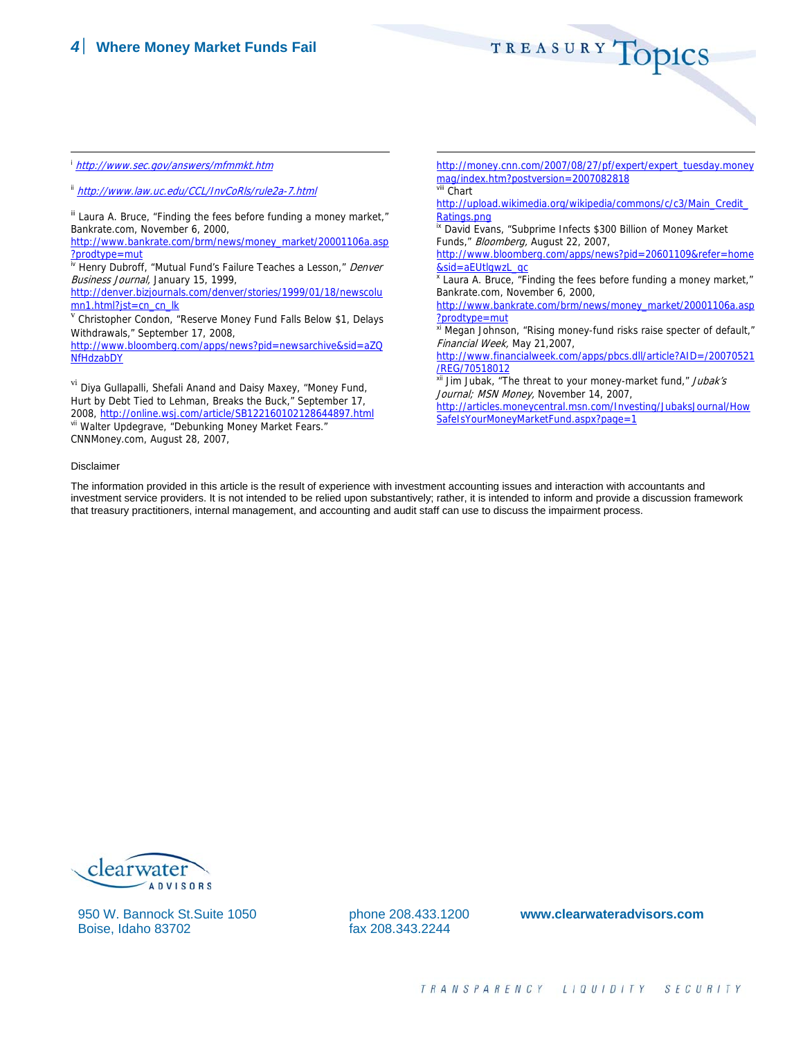[i] http://www.sec.gov/answers/mfmmkt.htm

[ii] http://www.law.uc.edu/CCL/InvCoRls/rule2a-7.html

[iii] Laura A. Bruce, "Finding the fees before funding a money market," Bankrate.com, November 6, 2000, http://www.bankrate.com/brm/news/money_market/20001106a.asp?prodtype=mut

[iv] Henry Dubroff, "Mutual Fund's Failure Teaches a Lesson," *Denver Business Journal,* January 15, 1999, http://denver.bizjournals.com/denver/stories/1999/01/18/newscolumn1.html?jst=cn_cn_lk

[v] Christopher Condon, "Reserve Money Fund Falls Below $1, Delays Withdrawals," September 17, 2008, http://www.bloomberg.com/apps/news?pid=newsarchive&sid=aZQNfHdzabDY

[vi] Diya Gullapalli, Shefali Anand and Daisy Maxey, "Money Fund, Hurt by Debt Tied to Lehman, Breaks the Buck," September 17, 2008, http://online.wsj.com/article/SB122160102128644897.html

[vii] Walter Updegrave, "Debunking Money Market Fears." CNNMoney.com, August 28, 2007, http://money.cnn.com/2007/08/27/pf/expert/expert_tuesday.moneymag/index.htm?postversion=2007082818

[viii] Chart http://upload.wikimedia.org/wikipedia/commons/c/c3/Main_Credit_Ratings.png

[ix] David Evans, "Subprime Infects $300 Billion of Money Market Funds," *Bloomberg,* August 22, 2007, http://www.bloomberg.com/apps/news?pid=20601109&refer=home&sid=aEUtlgwzL_gc

[x] Laura A. Bruce, "Finding the fees before funding a money market," Bankrate.com, November 6, 2000, http://www.bankrate.com/brm/news/money_market/20001106a.asp?prodtype=mut

[xi] Megan Johnson, "Rising money-fund risks raise specter of default," *Financial Week,* May 21,2007, http://www.financialweek.com/apps/pbcs.dll/article?AID=/20070521/REG/70518012

[xii] Jim Jubak, "The threat to your money-market fund," *Jubak's Journal; MSN Money,* November 14, 2007, http://articles.moneycentral.msn.com/Investing/JubaksJournal/HowSafeIsYourMoneyMarketFund.aspx?page=1

Disclaimer

The information provided in this article is the result of experience with investment accounting issues and interaction with accountants and investment service providers. It is not intended to be relied upon substantively; rather, it is intended to inform and provide a discussion framework that treasury practitioners, internal management, and accounting and audit staff can use to discuss the impairment process.

clearwater ADVISORS

950 W. Bannock St.Suite 1050
Boise, Idaho 83702

phone 208.433.1200
fax 208.343.2244

**www.clearwateradvisors.com**

TRANSPARENCY LIQUIDITY SECURITY